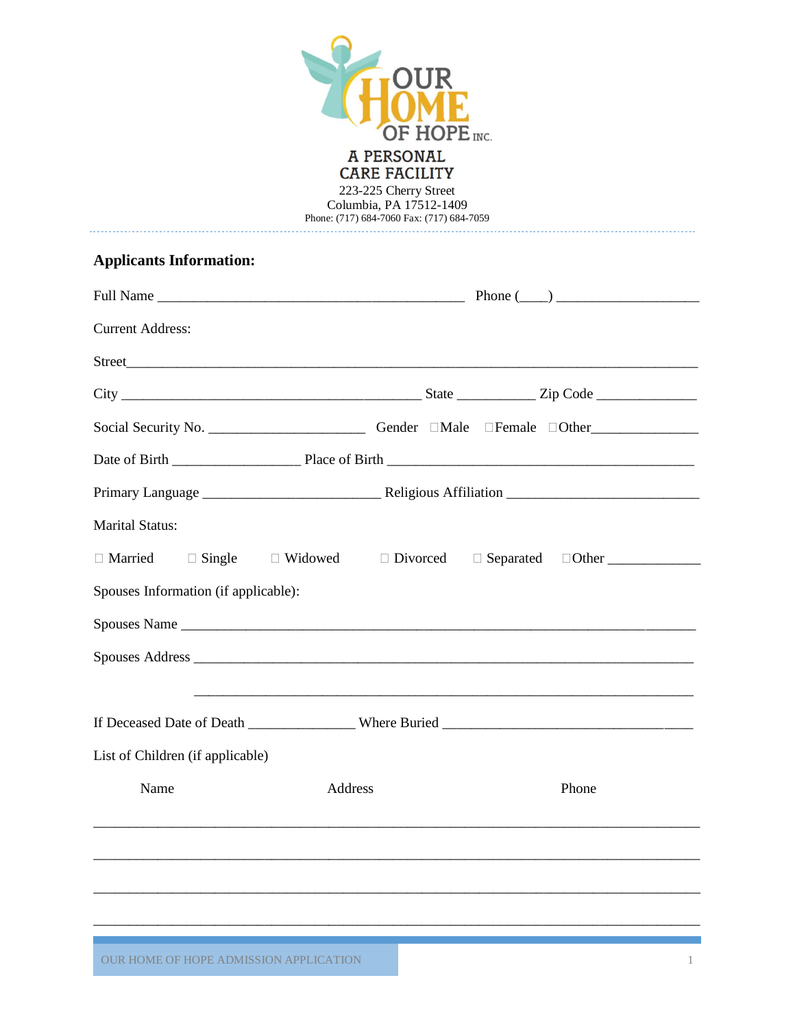OUR HOME OF HOPE INC.

A PERSONAL CARE FACILITY

223-225 Cherry Street
Columbia, PA 17512-1409
Phone: (717) 684-7060 Fax: (717) 684-7059

---

**Applicants Information:**

Full Name ____________________________________________ Phone (____) ___________________

Current Address:

Street_________________________________________________________________________________

City __________________________________________ State ___________ Zip Code ______________

Social Security No. ______________________ Gender ☐Male ☐Female ☐Other_______________

Date of Birth __________________ Place of Birth ____________________________________________

Primary Language _________________________ Religious Affiliation ___________________________

Marital Status:

☐ Married ☐ Single ☐ Widowed ☐ Divorced ☐ Separated ☐Other _____________

Spouses Information (if applicable):

Spouses Name __________________________________________________________________________

Spouses Address ________________________________________________________________________

________________________________________________________________________

If Deceased Date of Death _______________ Where Buried ___________________________________

List of Children (if applicable)

| Name | Address | Phone |
|---|---|---|
| | | |
| | | |
| | | |
| | | |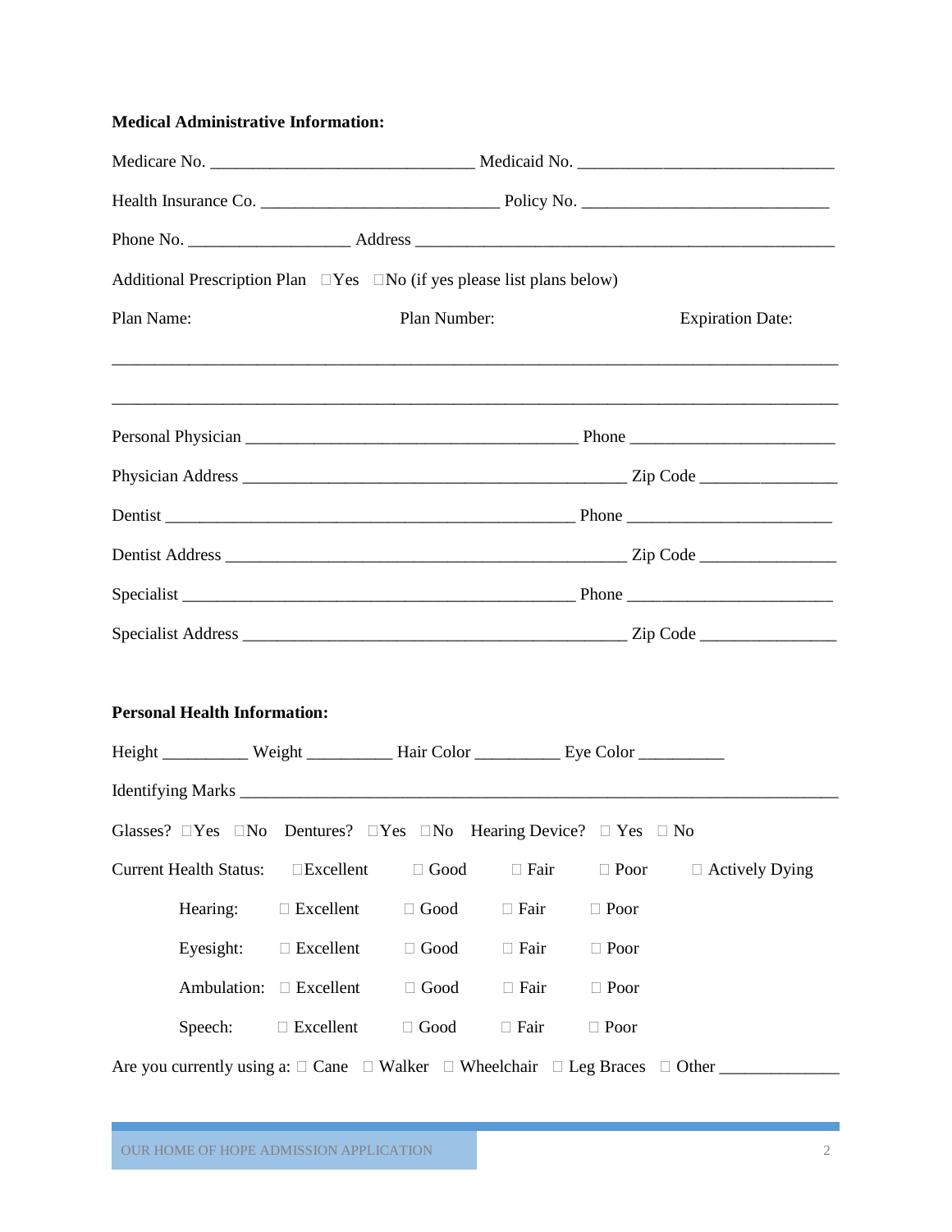**Medical Administrative Information:**

Medicare No. ______________________________ Medicaid No. ______________________________

Health Insurance Co. ___________________________ Policy No. ____________________________

Phone No. __________________ Address ________________________________________________

Additional Prescription Plan ☐Yes ☐No (if yes please list plans below)

Plan Name: Plan Number: Expiration Date:

_______________________________________________________________________________

_______________________________________________________________________________

Personal Physician ______________________________________ Phone _______________________

Physician Address _____________________________________________ Zip Code ________________

Dentist ________________________________________________ Phone _______________________

Dentist Address _______________________________________________ Zip Code ________________

Specialist ______________________________________________ Phone _______________________

Specialist Address _____________________________________________ Zip Code ________________

**Personal Health Information:**

Height __________ Weight __________ Hair Color __________ Eye Color __________

Identifying Marks _______________________________________________________________________

Glasses? ☐Yes ☐No Dentures? ☐Yes ☐No Hearing Device? ☐ Yes ☐ No

Current Health Status: ☐Excellent ☐ Good ☐ Fair ☐ Poor ☐ Actively Dying

Hearing: ☐ Excellent ☐ Good ☐ Fair ☐ Poor

Eyesight: ☐ Excellent ☐ Good ☐ Fair ☐ Poor

Ambulation: ☐ Excellent ☐ Good ☐ Fair ☐ Poor

Speech: ☐ Excellent ☐ Good ☐ Fair ☐ Poor

Are you currently using a: ☐ Cane ☐ Walker ☐ Wheelchair ☐ Leg Braces ☐ Other _____________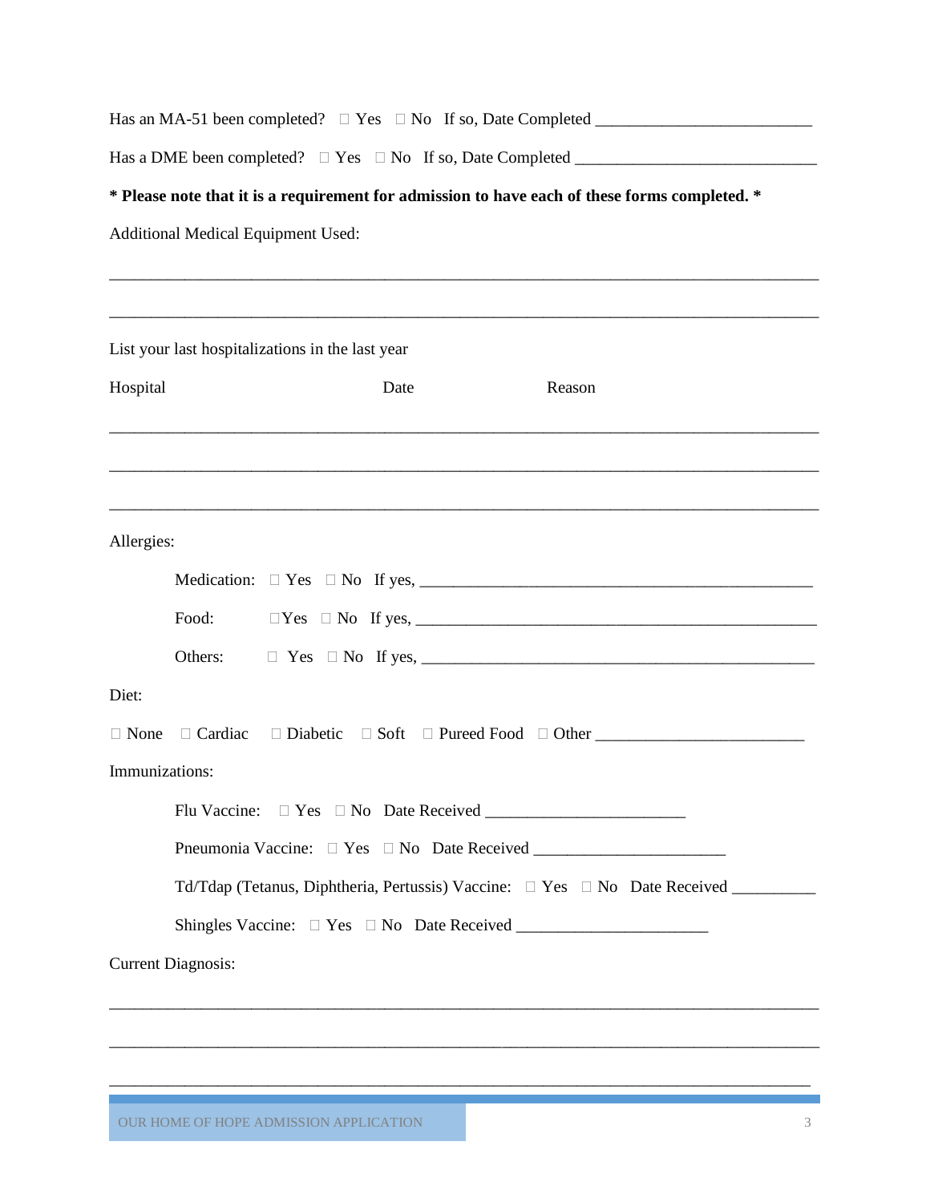Has an MA-51 been completed? ☐ Yes ☐ No If so, Date Completed ___________________________

Has a DME been completed? ☐ Yes ☐ No If so, Date Completed ______________________________

**\* Please note that it is a requirement for admission to have each of these forms completed. \***

Additional Medical Equipment Used:

_________________________________________________________________________________

_________________________________________________________________________________

List your last hospitalizations in the last year

Hospital Date Reason

_________________________________________________________________________________

_________________________________________________________________________________

_________________________________________________________________________________

Allergies:

Medication: ☐ Yes ☐ No If yes, ________________________________________________

Food: ☐Yes ☐ No If yes, ___________________________________________________

Others: ☐ Yes ☐ No If yes, ________________________________________________

Diet:

☐ None ☐ Cardiac ☐ Diabetic ☐ Soft ☐ Pureed Food ☐ Other __________________________

Immunizations:

Flu Vaccine: ☐ Yes ☐ No Date Received ________________________

Pneumonia Vaccine: ☐ Yes ☐ No Date Received _______________________

Td/Tdap (Tetanus, Diphtheria, Pertussis) Vaccine: ☐ Yes ☐ No Date Received __________

Shingles Vaccine: ☐ Yes ☐ No Date Received _______________________

Current Diagnosis:

_________________________________________________________________________________

_________________________________________________________________________________

_________________________________________________________________________________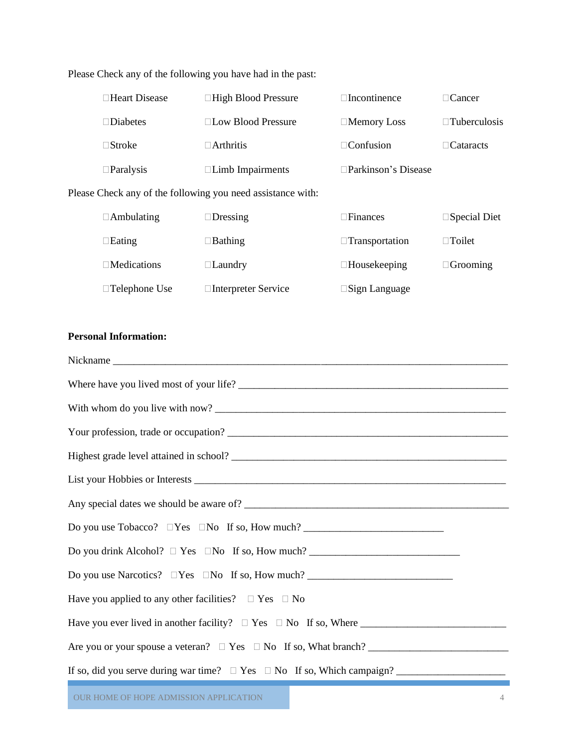Please Check any of the following you have had in the past:

| | | | |
|---|---|---|---|
| ☐Heart Disease | ☐High Blood Pressure | ☐Incontinence | ☐Cancer |
| ☐Diabetes | ☐Low Blood Pressure | ☐Memory Loss | ☐Tuberculosis |
| ☐Stroke | ☐Arthritis | ☐Confusion | ☐Cataracts |
| ☐Paralysis | ☐Limb Impairments | ☐Parkinson's Disease | |

Please Check any of the following you need assistance with:

| | | | |
|---|---|---|---|
| ☐Ambulating | ☐Dressing | ☐Finances | ☐Special Diet |
| ☐Eating | ☐Bathing | ☐Transportation | ☐Toilet |
| ☐Medications | ☐Laundry | ☐Housekeeping | ☐Grooming |
| ☐Telephone Use | ☐Interpreter Service | ☐Sign Language | |

**Personal Information:**

Nickname ___________________________________________________________________________

Where have you lived most of your life? _______________________________________________

With whom do you live with now? ____________________________________________________

Your profession, trade or occupation? ________________________________________________

Highest grade level attained in school? _______________________________________________

List your Hobbies or Interests _______________________________________________________

Any special dates we should be aware of? _____________________________________________

Do you use Tobacco? ☐Yes ☐No If so, How much? ___________________________

Do you drink Alcohol? ☐ Yes ☐No If so, How much? ______________________________

Do you use Narcotics? ☐Yes ☐No If so, How much? ____________________________

Have you applied to any other facilities? ☐ Yes ☐ No

Have you ever lived in another facility? ☐ Yes ☐ No If so, Where ___________________________

Are you or your spouse a veteran? ☐ Yes ☐ No If so, What branch? ___________________________

If so, did you serve during war time? ☐ Yes ☐ No If so, Which campaign? _____________________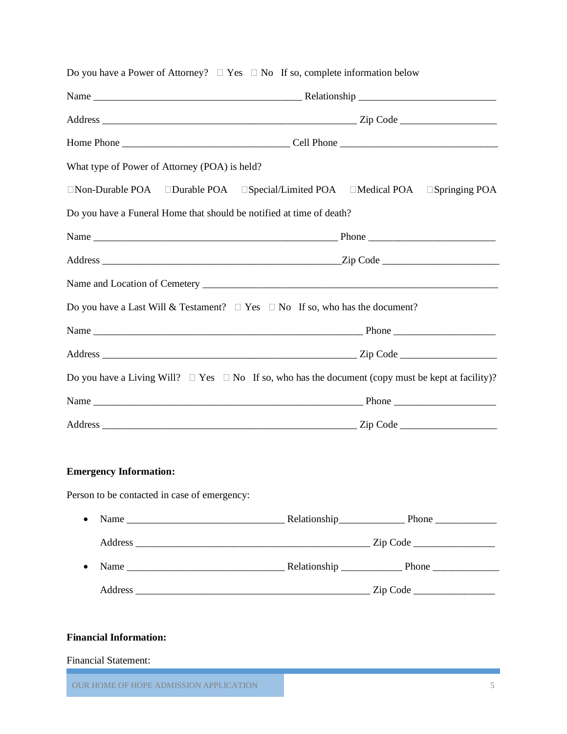Do you have a Power of Attorney? ☐ Yes ☐ No If so, complete information below

Name ________________________________________ Relationship _________________________

Address ________________________________________________ Zip Code __________________

Home Phone ______________________________ Cell Phone _____________________________

What type of Power of Attorney (POA) is held?

☐Non-Durable POA ☐Durable POA ☐Special/Limited POA ☐Medical POA ☐Springing POA

Do you have a Funeral Home that should be notified at time of death?

Name ______________________________________________ Phone _______________________

Address ____________________________________________Zip Code ____________________

Name and Location of Cemetery ______________________________________________________

Do you have a Last Will & Testament? ☐ Yes ☐ No If so, who has the document?

Name ___________________________________________________ Phone ___________________

Address ________________________________________________ Zip Code __________________

Do you have a Living Will? ☐ Yes ☐ No If so, who has the document (copy must be kept at facility)?

Name ___________________________________________________ Phone ___________________

Address ________________________________________________ Zip Code __________________

**Emergency Information:**

Person to be contacted in case of emergency:

- Name _____________________________ Relationship____________ Phone ____________

  Address ____________________________________________ Zip Code _______________

- Name _____________________________ Relationship ___________ Phone _____________

  Address ____________________________________________ Zip Code _______________

**Financial Information:**

Financial Statement: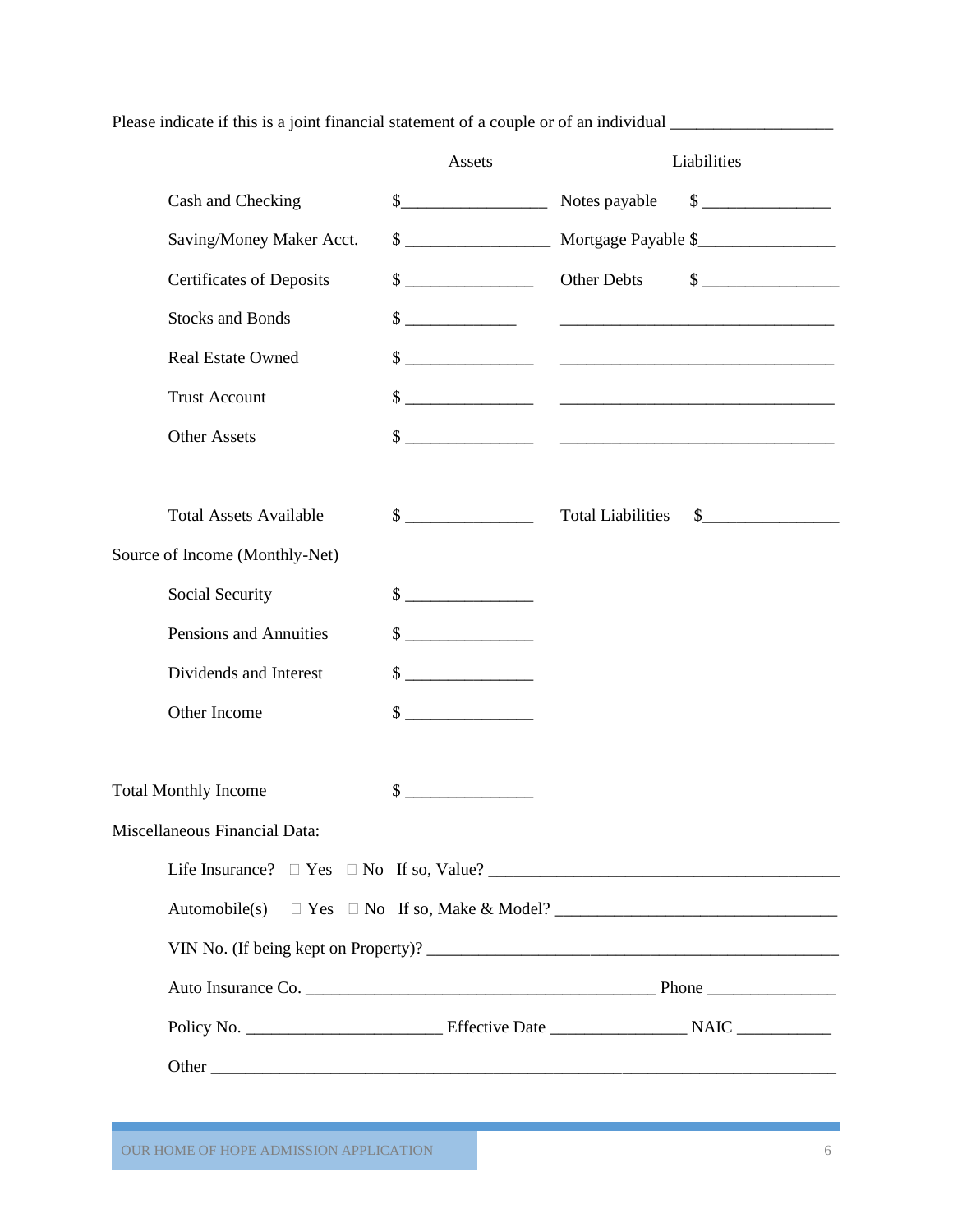Please indicate if this is a joint financial statement of a couple or of an individual ___________________

| | Assets | Liabilities | |
|---|---|---|---|
| Cash and Checking | $_________________ | Notes payable | $ _______________ |
| Saving/Money Maker Acct. | $ _________________ | Mortgage Payable | $________________ |
| Certificates of Deposits | $ _______________ | Other Debts | $ ________________ |
| Stocks and Bonds | $ _____________ | _________________________________ | |
| Real Estate Owned | $ _______________ | _________________________________ | |
| Trust Account | $ _______________ | _________________________________ | |
| Other Assets | $ _______________ | _________________________________ | |
| Total Assets Available | $ _______________ | Total Liabilities | $________________ |

Source of Income (Monthly-Net)

| | |
|---|---|
| Social Security | $ _______________ |
| Pensions and Annuities | $ _______________ |
| Dividends and Interest | $ _______________ |
| Other Income | $ _______________ |

Total Monthly Income $ _______________

Miscellaneous Financial Data:

Life Insurance? ☐ Yes ☐ No If so, Value? ___________________________________________

Automobile(s) ☐ Yes ☐ No If so, Make & Model? _________________________________

VIN No. (If being kept on Property)? ___________________________________________________

Auto Insurance Co. ___________________________________________ Phone _______________

Policy No. ________________________ Effective Date ________________ NAIC ___________

Other _____________________________________________________________________________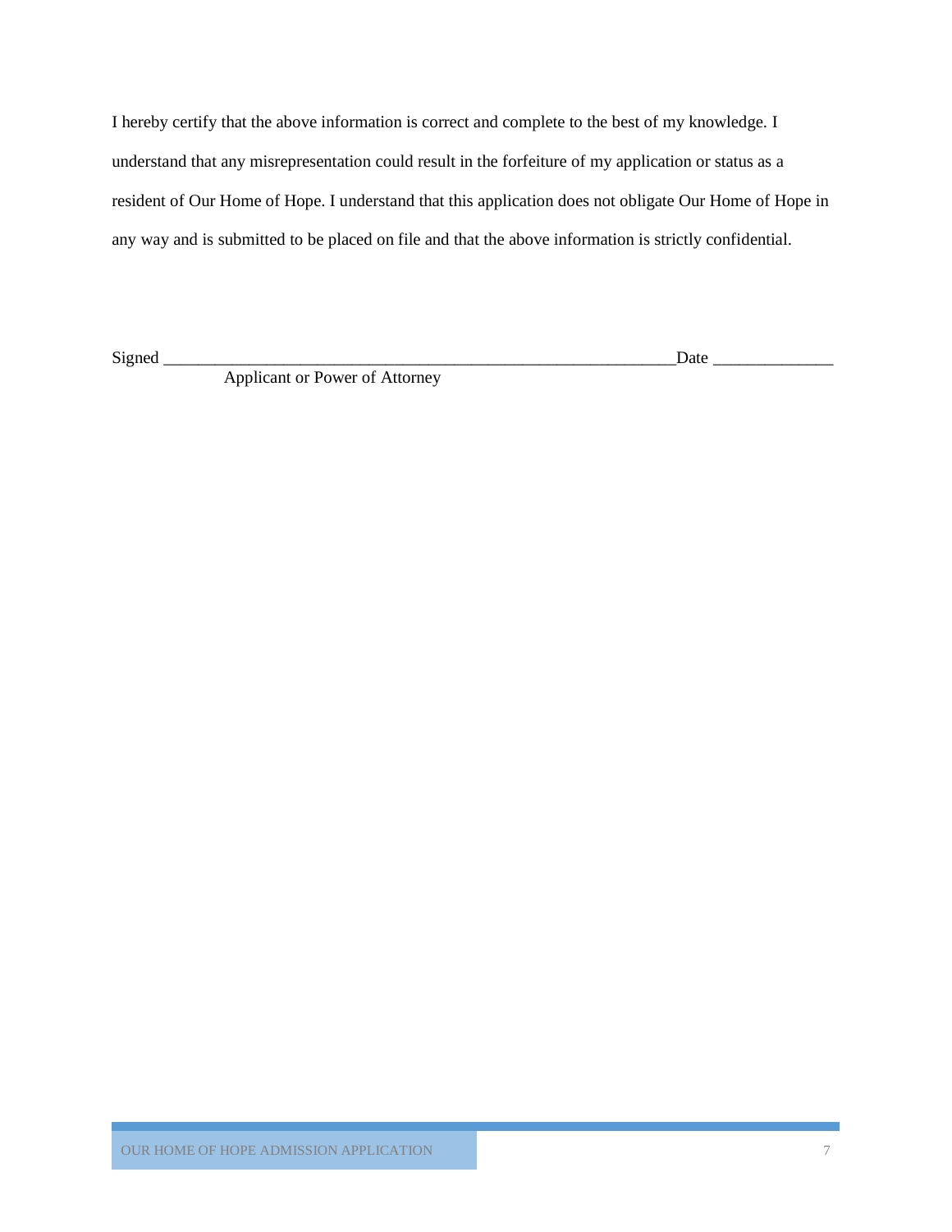I hereby certify that the above information is correct and complete to the best of my knowledge. I understand that any misrepresentation could result in the forfeiture of my application or status as a resident of Our Home of Hope. I understand that this application does not obligate Our Home of Hope in any way and is submitted to be placed on file and that the above information is strictly confidential.

Signed ____________________________________________________________Date ______________

Applicant or Power of Attorney